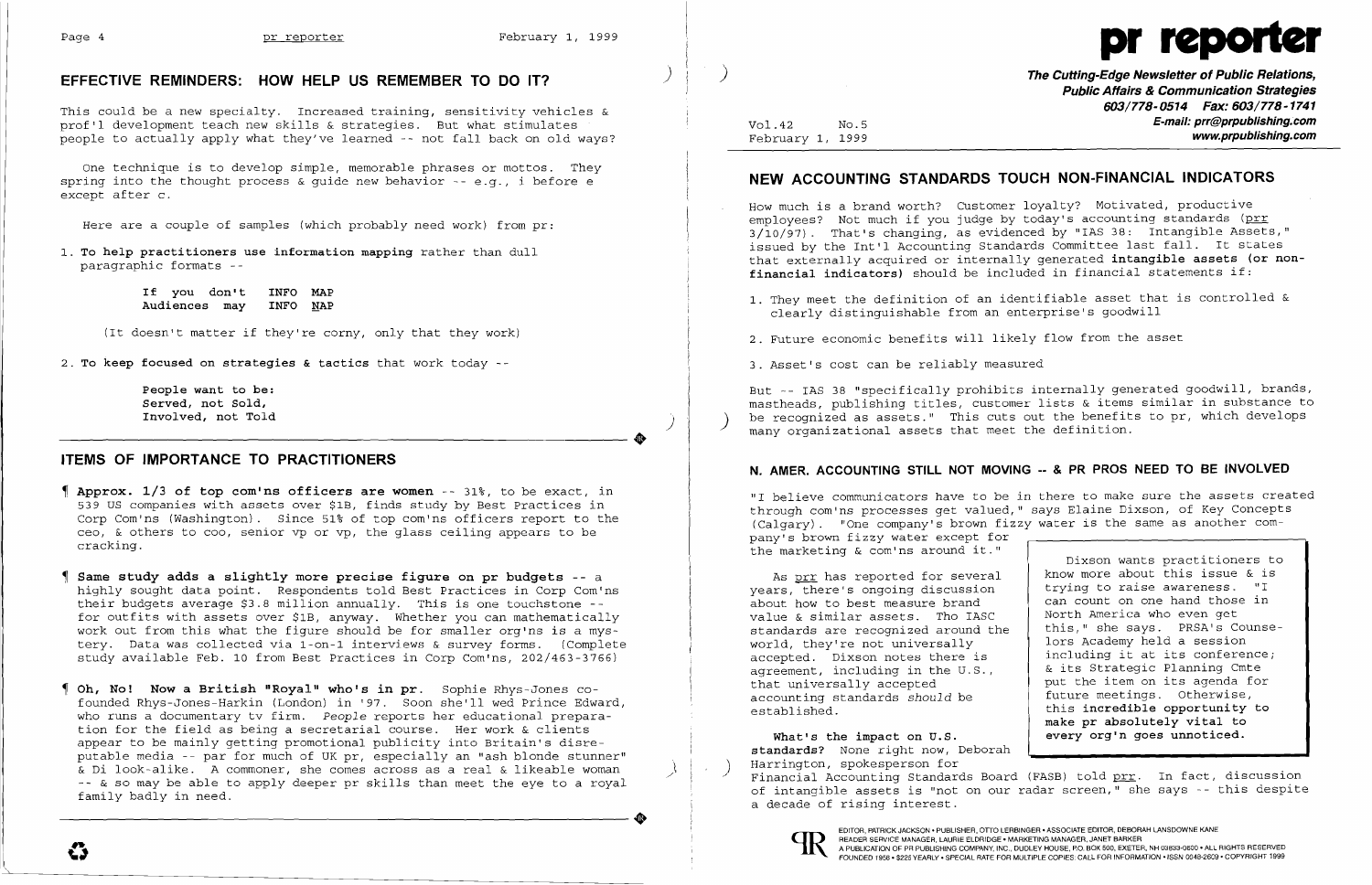## EFFECTIVE REMINDERS: HOW HELP US REMEMBER TO DO IT?

This could be a new specialty. Increased training, sensitivity vehicles & prof'l development teach new skills & strategies. But what stimulates people to actually apply what they've learned -- not fall back on old ways?

One technique is to develop simple, memorable phrases or mottos. They spring into the thought process & guide new behavior -- e.g., i before e except after c.

Here are a couple of samples (which probably need work) from pr:

1. **To help practitioners use information mapping** rather than dull paragraphic formats --

   **If you don't INFO MAP**
   **Audiences may INFO NAP**

   (It doesn't matter if they're corny, only that they work)

2. **To keep focused on strategies & tactics** that work today --

   **People want to be:**
   **Served, not Sold,**
   **Involved, not Told**

## ITEMS OF IMPORTANCE TO PRACTITIONERS

¶ **Approx. 1/3 of top com'ns officers are women** -- 31%, to be exact, in 539 US companies with assets over $1B, finds study by Best Practices in Corp Com'ns (Washington). Since 51% of top com'ns officers report to the ceo, & others to coo, senior vp or vp, the glass ceiling appears to be cracking.

¶ **Same study adds a slightly more precise figure on pr budgets** -- a highly sought data point. Respondents told Best Practices in Corp Com'ns their budgets average $3.8 million annually. This is one touchstone -- for outfits with assets over $1B, anyway. Whether you can mathematically work out from this what the figure should be for smaller org'ns is a mystery. Data was collected via 1-on-1 interviews & survey forms. (Complete study available Feb. 10 from Best Practices in Corp Com'ns, 202/463-3766)

¶ **Oh, No! Now a British "Royal" who's in pr.** Sophie Rhys-Jones co-founded Rhys-Jones-Harkin (London) in '97. Soon she'll wed Prince Edward, who runs a documentary tv firm. *People* reports her educational preparation for the field as being a secretarial course. Her work & clients appear to be mainly getting promotional publicity into Britain's disreputable media -- par for much of UK pr, especially an "ash blonde stunner" & Di look-alike. A commoner, she comes across as a real & likeable woman -- & so may be able to apply deeper pr skills than meet the eye to a royal family badly in need.

# pr reporter

**The Cutting-Edge Newsletter of Public Relations, Public Affairs & Communication Strategies**
**603/778-0514 Fax: 603/778-1741**
**E-mail: prr@prpublishing.com**
**www.prpublishing.com**

Vol.42 No.5
February 1, 1999

## NEW ACCOUNTING STANDARDS TOUCH NON-FINANCIAL INDICATORS

How much is a brand worth? Customer loyalty? Motivated, productive employees? Not much if you judge by today's accounting standards (prr 3/10/97). That's changing, as evidenced by "IAS 38: Intangible Assets," issued by the Int'l Accounting Standards Committee last fall. It states that externally acquired or internally generated **intangible assets (or non-financial indicators)** should be included in financial statements if:

1. They meet the definition of an identifiable asset that is controlled & clearly distinguishable from an enterprise's goodwill

2. Future economic benefits will likely flow from the asset

3. Asset's cost can be reliably measured

But -- IAS 38 "specifically prohibits internally generated goodwill, brands, mastheads, publishing titles, customer lists & items similar in substance to be recognized as assets." This cuts out the benefits to pr, which develops many organizational assets that meet the definition.

## N. AMER. ACCOUNTING STILL NOT MOVING -- & PR PROS NEED TO BE INVOLVED

"I believe communicators have to be in there to make sure the assets created through com'ns processes get valued," says Elaine Dixson, of Key Concepts (Calgary). "One company's brown fizzy water is the same as another company's brown fizzy water except for the marketing & com'ns around it."

As prr has reported for several years, there's ongoing discussion about how to best measure brand value & similar assets. Tho IASC standards are recognized around the world, they're not universally accepted. Dixson notes there is agreement, including in the U.S., that universally accepted accounting standards *should* be established.

Dixson wants practitioners to know more about this issue & is trying to raise awareness. "I can count on one hand those in North America who even get this," she says. PRSA's Counselors Academy held a session including it at its conference; & its Strategic Planning Cmte put the item on its agenda for future meetings. Otherwise, this **incredible opportunity to make pr absolutely vital to every org'n goes unnoticed.**

**What's the impact on U.S. standards?** None right now, Deborah Harrington, spokesperson for Financial Accounting Standards Board (FASB) told prr. In fact, discussion of intangible assets is "not on our radar screen," she says -- this despite a decade of rising interest.

EDITOR, PATRICK JACKSON • PUBLISHER, OTTO LERBINGER • ASSOCIATE EDITOR, DEBORAH LANSDOWNE KANE
READER SERVICE MANAGER, LAURIE ELDRIDGE • MARKETING MANAGER, JANET BARKER
A PUBLICATION OF PR PUBLISHING COMPANY, INC., DUDLEY HOUSE, P.O. BOX 600, EXETER, NH 03833-0600 • ALL RIGHTS RESERVED
FOUNDED 1958 • $225 YEARLY • SPECIAL RATE FOR MULTIPLE COPIES: CALL FOR INFORMATION • ISSN 0048-2609 • COPYRIGHT 1999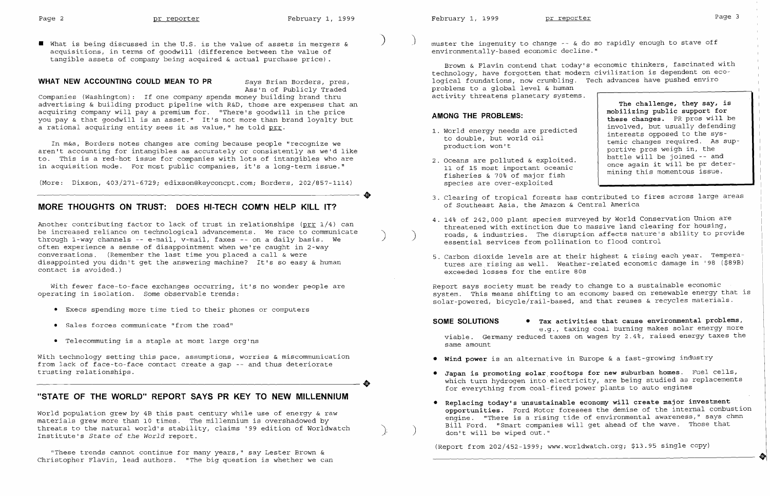- What is being discussed in the U.S. is the value of assets in mergers & acquisitions, in terms of goodwill (difference between the value of tangible assets of company being acquired & actual purchase price).

**WHAT NEW ACCOUNTING COULD MEAN TO PR** Says Brian Borders, pres, Ass'n of Publicly Traded Companies (Washington): If one company spends money building brand thru advertising & building product pipeline with R&D, those are expenses that an acquiring company will pay a premium for. "There's goodwill in the price you pay & that goodwill is an asset." It's not more than brand loyalty but a rational acquiring entity sees it as value," he told prr.

In m&a, Borders notes changes are coming because people "recognize we aren't accounting for intangibles as accurately or consistently as we'd like to. This is a red-hot issue for companies with lots of intangibles who are in acquisition mode. For most public companies, it's a long-term issue."

(More: Dixson, 403/271-6729; edixson@keyconcpt.com; Borders, 202/857-1114)

## MORE THOUGHTS ON TRUST: DOES HI-TECH COM'N HELP KILL IT?

Another contributing factor to lack of trust in relationships (prr 1/4) can be increased reliance on technological advancements. We race to communicate through 1-way channels -- e-mail, v-mail, faxes -- on a daily basis. We often experience a sense of disappointment when we're caught in 2-way conversations. (Remember the last time you placed a call & were disappointed you didn't get the answering machine? It's so easy & human contact is avoided.)

With fewer face-to-face exchanges occurring, it's no wonder people are operating in isolation. Some observable trends:

- Execs spending more time tied to their phones or computers
- Sales forces communicate "from the road"
- Telecommuting is a staple at most large org'ns

With technology setting this pace, assumptions, worries & miscommunication from lack of face-to-face contact create a gap -- and thus deteriorate trusting relationships.

## "STATE OF THE WORLD" REPORT SAYS PR KEY TO NEW MILLENNIUM

World population grew by 4B this past century while use of energy & raw materials grew more than 10 times. The millennium is overshadowed by threats to the natural world's stability, claims '99 edition of Worldwatch Institute's *State of the World* report.

"These trends cannot continue for many years," say Lester Brown & Christopher Flavin, lead authors. "The big question is whether we can muster the ingenuity to change -- & do so rapidly enough to stave off environmentally-based economic decline."

Brown & Flavin contend that today's economic thinkers, fascinated with technology, have forgotten that modern civilization is dependent on ecological foundations, now crumbling. Tech advances have pushed enviro problems to a global level & human activity threatens planetary systems.

**The challenge, they say, is mobilizing public support for these changes.** PR pros will be involved, but usually defending interests opposed to the systemic changes required. As supportive pros weigh in, the battle will be joined -- and once again it will be pr determining this momentous issue.

**AMONG THE PROBLEMS:**

1. World energy needs are predicted to double, but world oil production won't
2. Oceans are polluted & exploited. 11 of 15 most important oceanic fisheries & 70% of major fish species are over-exploited
3. Clearing of tropical forests has contributed to fires across large areas of Southeast Asia, the Amazon & Central America
4. 14% of 242,000 plant species surveyed by World Conservation Union are threatened with extinction due to massive land clearing for housing, roads, & industries. The disruption affects nature's ability to provide essential services from pollination to flood control
5. Carbon dioxide levels are at their highest & rising each year. Temperatures are rising as well. Weather-related economic damage in '98 ($89B) exceeded losses for the entire 80s

Report says society must be ready to change to a sustainable economic system. This means shifting to an economy based on renewable energy that is solar-powered, bicycle/rail-based, and that reuses & recycles materials.

**SOME SOLUTIONS**

- **Tax activities that cause environmental problems,** e.g., taxing coal burning makes solar energy more viable. Germany reduced taxes on wages by 2.4%, raised energy taxes the same amount
- **Wind power** is an alternative in Europe & a fast-growing industry
- **Japan is promoting solar rooftops for new suburban homes.** Fuel cells, which turn hydrogen into electricity, are being studied as replacements for everything from coal-fired power plants to auto engines
- **Replacing today's unsustainable economy will create major investment opportunities.** Ford Motor foresees the demise of the internal combustion engine. "There is a rising tide of environmental awareness," says chmn Bill Ford. "Smart companies will get ahead of the wave. Those that don't will be wiped out."

(Report from 202/452-1999; www.worldwatch.org; $13.95 single copy)